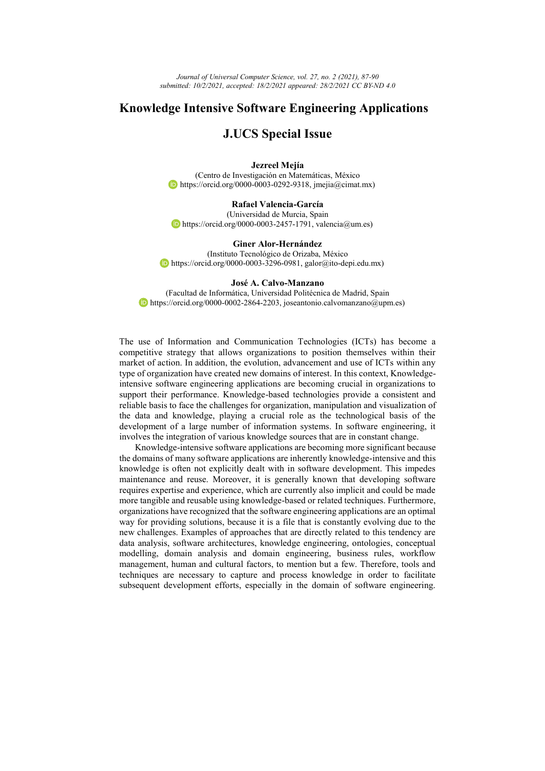# Knowledge Intensive Software Engineering Applications

## J.UCS Special Issue

**Jezreel Mejía**
(Centro de Investigación en Matemáticas, México
https://orcid.org/0000-0003-0292-9318, jmejia@cimat.mx)

**Rafael Valencia-García**
(Universidad de Murcia, Spain
https://orcid.org/0000-0003-2457-1791, valencia@um.es)

**Giner Alor-Hernández**
(Instituto Tecnológico de Orizaba, México
https://orcid.org/0000-0003-3296-0981, galor@ito-depi.edu.mx)

**José A. Calvo-Manzano**
(Facultad de Informática, Universidad Politécnica de Madrid, Spain
https://orcid.org/0000-0002-2864-2203, joseantonio.calvomanzano@upm.es)

The use of Information and Communication Technologies (ICTs) has become a competitive strategy that allows organizations to position themselves within their market of action. In addition, the evolution, advancement and use of ICTs within any type of organization have created new domains of interest. In this context, Knowledge-intensive software engineering applications are becoming crucial in organizations to support their performance. Knowledge-based technologies provide a consistent and reliable basis to face the challenges for organization, manipulation and visualization of the data and knowledge, playing a crucial role as the technological basis of the development of a large number of information systems. In software engineering, it involves the integration of various knowledge sources that are in constant change.

Knowledge-intensive software applications are becoming more significant because the domains of many software applications are inherently knowledge-intensive and this knowledge is often not explicitly dealt with in software development. This impedes maintenance and reuse. Moreover, it is generally known that developing software requires expertise and experience, which are currently also implicit and could be made more tangible and reusable using knowledge-based or related techniques. Furthermore, organizations have recognized that the software engineering applications are an optimal way for providing solutions, because it is a file that is constantly evolving due to the new challenges. Examples of approaches that are directly related to this tendency are data analysis, software architectures, knowledge engineering, ontologies, conceptual modelling, domain analysis and domain engineering, business rules, workflow management, human and cultural factors, to mention but a few. Therefore, tools and techniques are necessary to capture and process knowledge in order to facilitate subsequent development efforts, especially in the domain of software engineering.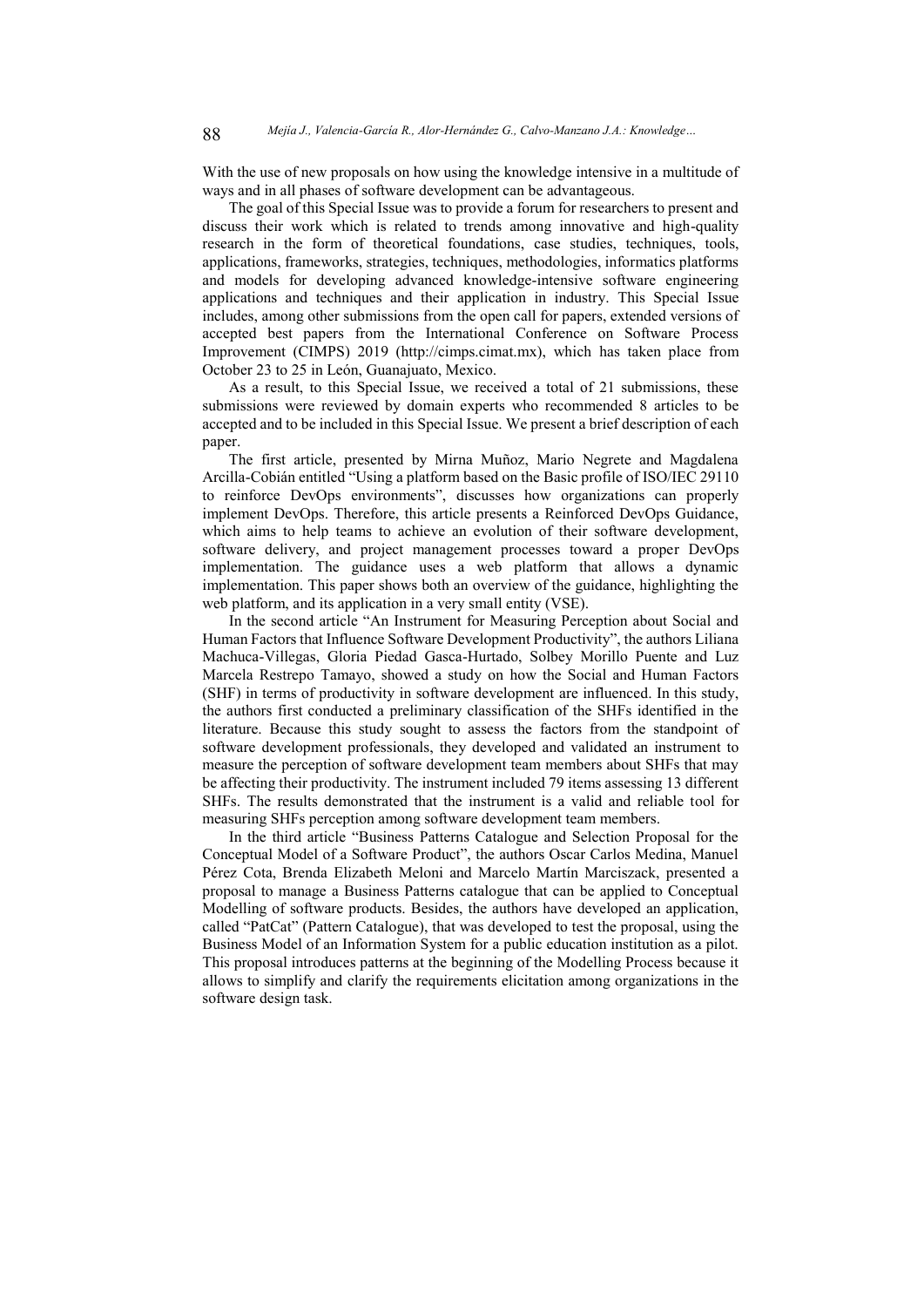With the use of new proposals on how using the knowledge intensive in a multitude of ways and in all phases of software development can be advantageous.

The goal of this Special Issue was to provide a forum for researchers to present and discuss their work which is related to trends among innovative and high-quality research in the form of theoretical foundations, case studies, techniques, tools, applications, frameworks, strategies, techniques, methodologies, informatics platforms and models for developing advanced knowledge-intensive software engineering applications and techniques and their application in industry. This Special Issue includes, among other submissions from the open call for papers, extended versions of accepted best papers from the International Conference on Software Process Improvement (CIMPS) 2019 (http://cimps.cimat.mx), which has taken place from October 23 to 25 in León, Guanajuato, Mexico.

As a result, to this Special Issue, we received a total of 21 submissions, these submissions were reviewed by domain experts who recommended 8 articles to be accepted and to be included in this Special Issue. We present a brief description of each paper.

The first article, presented by Mirna Muñoz, Mario Negrete and Magdalena Arcilla-Cobián entitled "Using a platform based on the Basic profile of ISO/IEC 29110 to reinforce DevOps environments", discusses how organizations can properly implement DevOps. Therefore, this article presents a Reinforced DevOps Guidance, which aims to help teams to achieve an evolution of their software development, software delivery, and project management processes toward a proper DevOps implementation. The guidance uses a web platform that allows a dynamic implementation. This paper shows both an overview of the guidance, highlighting the web platform, and its application in a very small entity (VSE).

In the second article "An Instrument for Measuring Perception about Social and Human Factors that Influence Software Development Productivity", the authors Liliana Machuca-Villegas, Gloria Piedad Gasca-Hurtado, Solbey Morillo Puente and Luz Marcela Restrepo Tamayo, showed a study on how the Social and Human Factors (SHF) in terms of productivity in software development are influenced. In this study, the authors first conducted a preliminary classification of the SHFs identified in the literature. Because this study sought to assess the factors from the standpoint of software development professionals, they developed and validated an instrument to measure the perception of software development team members about SHFs that may be affecting their productivity. The instrument included 79 items assessing 13 different SHFs. The results demonstrated that the instrument is a valid and reliable tool for measuring SHFs perception among software development team members.

In the third article "Business Patterns Catalogue and Selection Proposal for the Conceptual Model of a Software Product", the authors Oscar Carlos Medina, Manuel Pérez Cota, Brenda Elizabeth Meloni and Marcelo Martín Marciszack, presented a proposal to manage a Business Patterns catalogue that can be applied to Conceptual Modelling of software products. Besides, the authors have developed an application, called "PatCat" (Pattern Catalogue), that was developed to test the proposal, using the Business Model of an Information System for a public education institution as a pilot. This proposal introduces patterns at the beginning of the Modelling Process because it allows to simplify and clarify the requirements elicitation among organizations in the software design task.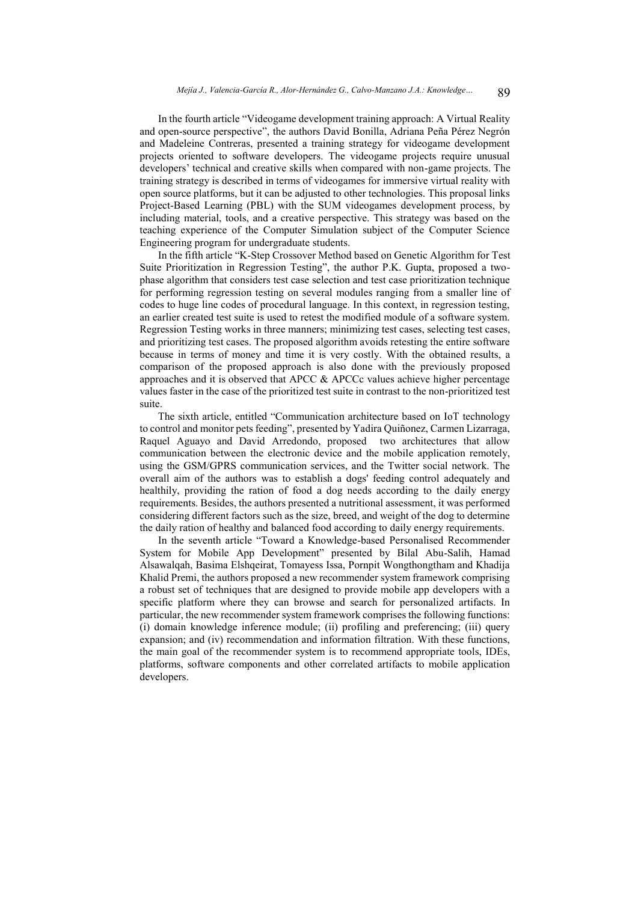In the fourth article "Videogame development training approach: A Virtual Reality and open-source perspective", the authors David Bonilla, Adriana Peña Pérez Negrón and Madeleine Contreras, presented a training strategy for videogame development projects oriented to software developers. The videogame projects require unusual developers' technical and creative skills when compared with non-game projects. The training strategy is described in terms of videogames for immersive virtual reality with open source platforms, but it can be adjusted to other technologies. This proposal links Project-Based Learning (PBL) with the SUM videogames development process, by including material, tools, and a creative perspective. This strategy was based on the teaching experience of the Computer Simulation subject of the Computer Science Engineering program for undergraduate students.

In the fifth article "K-Step Crossover Method based on Genetic Algorithm for Test Suite Prioritization in Regression Testing", the author P.K. Gupta, proposed a two-phase algorithm that considers test case selection and test case prioritization technique for performing regression testing on several modules ranging from a smaller line of codes to huge line codes of procedural language. In this context, in regression testing, an earlier created test suite is used to retest the modified module of a software system. Regression Testing works in three manners; minimizing test cases, selecting test cases, and prioritizing test cases. The proposed algorithm avoids retesting the entire software because in terms of money and time it is very costly. With the obtained results, a comparison of the proposed approach is also done with the previously proposed approaches and it is observed that APCC & APCCc values achieve higher percentage values faster in the case of the prioritized test suite in contrast to the non-prioritized test suite.

The sixth article, entitled "Communication architecture based on IoT technology to control and monitor pets feeding", presented by Yadira Quiñonez, Carmen Lizarraga, Raquel Aguayo and David Arredondo, proposed two architectures that allow communication between the electronic device and the mobile application remotely, using the GSM/GPRS communication services, and the Twitter social network. The overall aim of the authors was to establish a dogs' feeding control adequately and healthily, providing the ration of food a dog needs according to the daily energy requirements. Besides, the authors presented a nutritional assessment, it was performed considering different factors such as the size, breed, and weight of the dog to determine the daily ration of healthy and balanced food according to daily energy requirements.

In the seventh article "Toward a Knowledge-based Personalised Recommender System for Mobile App Development" presented by Bilal Abu-Salih, Hamad Alsawalqah, Basima Elshqeirat, Tomayess Issa, Pornpit Wongthongtham and Khadija Khalid Premi, the authors proposed a new recommender system framework comprising a robust set of techniques that are designed to provide mobile app developers with a specific platform where they can browse and search for personalized artifacts. In particular, the new recommender system framework comprises the following functions: (i) domain knowledge inference module; (ii) profiling and preferencing; (iii) query expansion; and (iv) recommendation and information filtration. With these functions, the main goal of the recommender system is to recommend appropriate tools, IDEs, platforms, software components and other correlated artifacts to mobile application developers.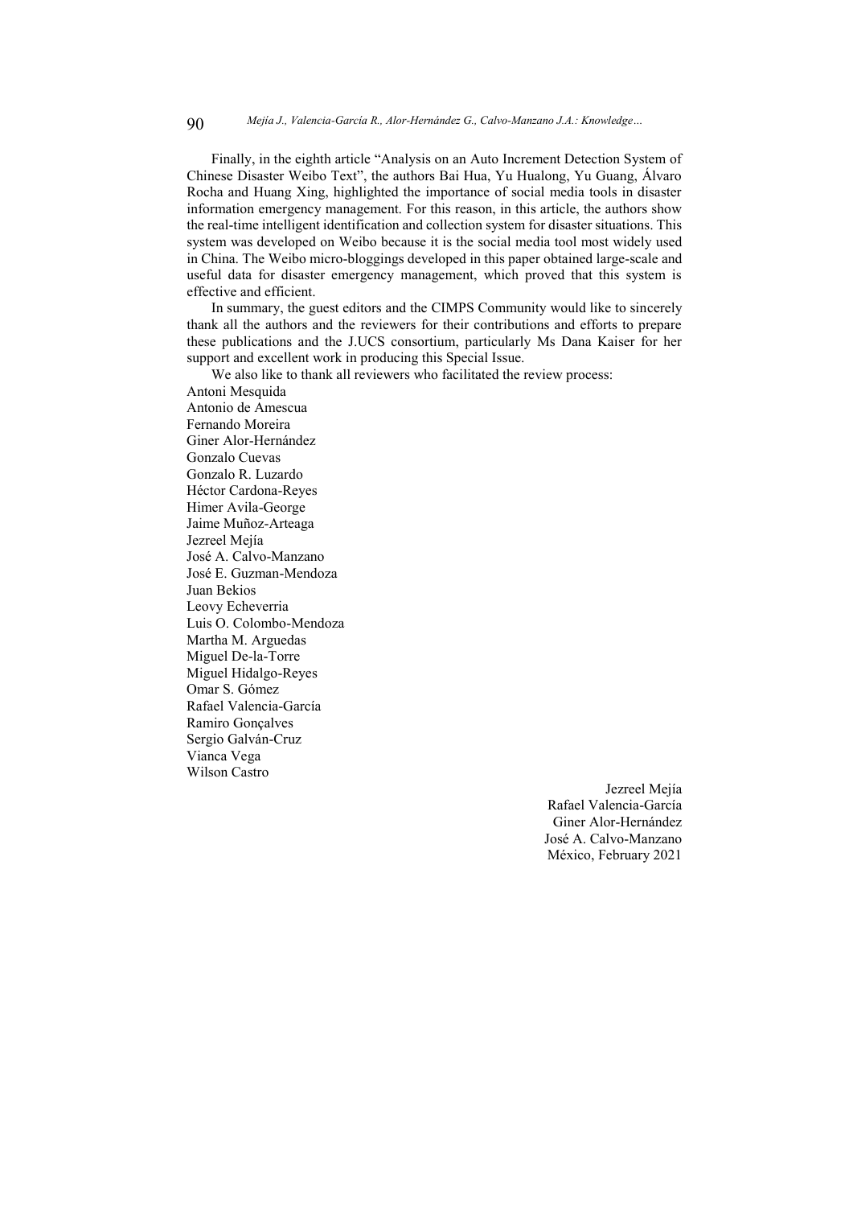Finally, in the eighth article "Analysis on an Auto Increment Detection System of Chinese Disaster Weibo Text", the authors Bai Hua, Yu Hualong, Yu Guang, Álvaro Rocha and Huang Xing, highlighted the importance of social media tools in disaster information emergency management. For this reason, in this article, the authors show the real-time intelligent identification and collection system for disaster situations. This system was developed on Weibo because it is the social media tool most widely used in China. The Weibo micro-bloggings developed in this paper obtained large-scale and useful data for disaster emergency management, which proved that this system is effective and efficient.

In summary, the guest editors and the CIMPS Community would like to sincerely thank all the authors and the reviewers for their contributions and efforts to prepare these publications and the J.UCS consortium, particularly Ms Dana Kaiser for her support and excellent work in producing this Special Issue.

We also like to thank all reviewers who facilitated the review process:

Antoni Mesquida
Antonio de Amescua
Fernando Moreira
Giner Alor-Hernández
Gonzalo Cuevas
Gonzalo R. Luzardo
Héctor Cardona-Reyes
Himer Avila-George
Jaime Muñoz-Arteaga
Jezreel Mejía
José A. Calvo-Manzano
José E. Guzman-Mendoza
Juan Bekios
Leovy Echeverria
Luis O. Colombo-Mendoza
Martha M. Arguedas
Miguel De-la-Torre
Miguel Hidalgo-Reyes
Omar S. Gómez
Rafael Valencia-García
Ramiro Gonçalves
Sergio Galván-Cruz
Vianca Vega
Wilson Castro

Jezreel Mejía
Rafael Valencia-García
Giner Alor-Hernández
José A. Calvo-Manzano
México, February 2021